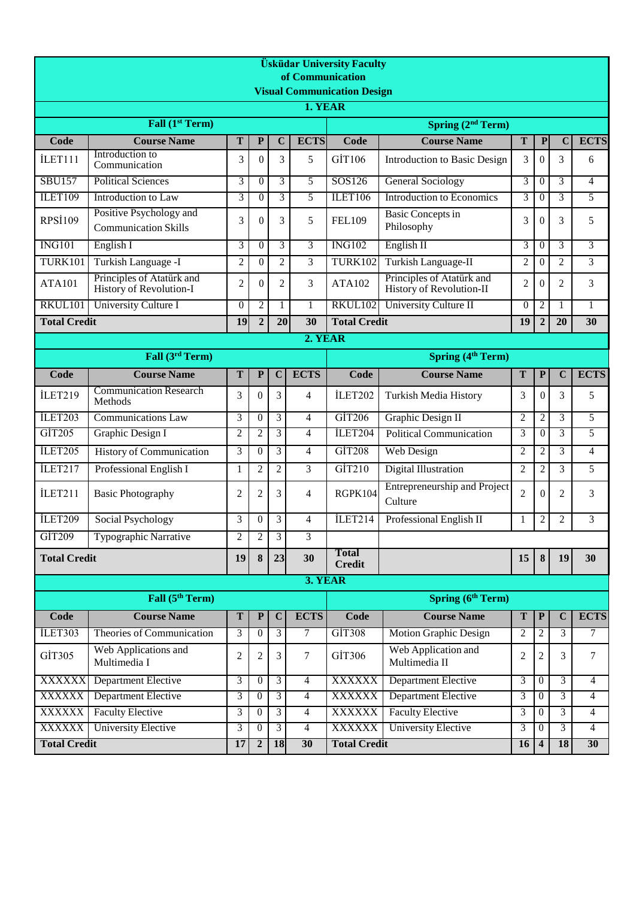**Üsküdar University Faculty of Communication**

**Visual Communication Design**

**1. YEAR**

| Fall (1st Term) | | | | | | Spring (2nd Term) | | | | | |
|---|---|---|---|---|---|---|---|---|---|---|---|
| **Code** | **Course Name** | **T** | **P** | **C** | **ECTS** | **Code** | **Course Name** | **T** | **P** | **C** | **ECTS** |
| İLET111 | Introduction to Communication | 3 | 0 | 3 | 5 | GİT106 | Introduction to Basic Design | 3 | 0 | 3 | 6 |
| SBU157 | Political Sciences | 3 | 0 | 3 | 5 | SOS126 | General Sociology | 3 | 0 | 3 | 4 |
| İLET109 | Introduction to Law | 3 | 0 | 3 | 5 | İLET106 | Introduction to Economics | 3 | 0 | 3 | 5 |
| RPSİ109 | Positive Psychology and Communication Skills | 3 | 0 | 3 | 5 | FEL109 | Basic Concepts in Philosophy | 3 | 0 | 3 | 5 |
| ING101 | English I | 3 | 0 | 3 | 3 | ING102 | English II | 3 | 0 | 3 | 3 |
| TURK101 | Turkish Language -I | 2 | 0 | 2 | 3 | TURK102 | Turkish Language-II | 2 | 0 | 2 | 3 |
| ATA101 | Principles of Atatürk and History of Revolution-I | 2 | 0 | 2 | 3 | ATA102 | Principles of Atatürk and History of Revolution-II | 2 | 0 | 2 | 3 |
| RKUL101 | University Culture I | 0 | 2 | 1 | 1 | RKUL102 | University Culture II | 0 | 2 | 1 | 1 |
| **Total Credit** | | **19** | **2** | **20** | **30** | **Total Credit** | | **19** | **2** | **20** | **30** |

**2. YEAR**

| Fall (3rd Term) | | | | | | Spring (4th Term) | | | | | |
|---|---|---|---|---|---|---|---|---|---|---|---|
| **Code** | **Course Name** | **T** | **P** | **C** | **ECTS** | **Code** | **Course Name** | **T** | **P** | **C** | **ECTS** |
| İLET219 | Communication Research Methods | 3 | 0 | 3 | 4 | İLET202 | Turkish Media History | 3 | 0 | 3 | 5 |
| İLET203 | Communications Law | 3 | 0 | 3 | 4 | GİT206 | Graphic Design II | 2 | 2 | 3 | 5 |
| GİT205 | Graphic Design I | 2 | 2 | 3 | 4 | İLET204 | Political Communication | 3 | 0 | 3 | 5 |
| İLET205 | History of Communication | 3 | 0 | 3 | 4 | GİT208 | Web Design | 2 | 2 | 3 | 4 |
| İLET217 | Professional English I | 1 | 2 | 2 | 3 | GİT210 | Digital Illustration | 2 | 2 | 3 | 5 |
| İLET211 | Basic Photography | 2 | 2 | 3 | 4 | RGPK104 | Entrepreneurship and Project Culture | 2 | 0 | 2 | 3 |
| İLET209 | Social Psychology | 3 | 0 | 3 | 4 | İLET214 | Professional English II | 1 | 2 | 2 | 3 |
| GİT209 | Typographic Narrative | 2 | 2 | 3 | 3 | | | | | | |
| **Total Credit** | | **19** | **8** | **23** | **30** | **Total Credit** | | **15** | **8** | **19** | **30** |

**3. YEAR**

| Fall (5th Term) | | | | | | Spring (6th Term) | | | | | |
|---|---|---|---|---|---|---|---|---|---|---|---|
| **Code** | **Course Name** | **T** | **P** | **C** | **ECTS** | **Code** | **Course Name** | **T** | **P** | **C** | **ECTS** |
| İLET303 | Theories of Communication | 3 | 0 | 3 | 7 | GİT308 | Motion Graphic Design | 2 | 2 | 3 | 7 |
| GİT305 | Web Applications and Multimedia I | 2 | 2 | 3 | 7 | GİT306 | Web Application and Multimedia II | 2 | 2 | 3 | 7 |
| XXXXXX | Department Elective | 3 | 0 | 3 | 4 | XXXXXX | Department Elective | 3 | 0 | 3 | 4 |
| XXXXXX | Department Elective | 3 | 0 | 3 | 4 | XXXXXX | Department Elective | 3 | 0 | 3 | 4 |
| XXXXXX | Faculty Elective | 3 | 0 | 3 | 4 | XXXXXX | Faculty Elective | 3 | 0 | 3 | 4 |
| XXXXXX | University Elective | 3 | 0 | 3 | 4 | XXXXXX | University Elective | 3 | 0 | 3 | 4 |
| **Total Credit** | | **17** | **2** | **18** | **30** | **Total Credit** | | **16** | **4** | **18** | **30** |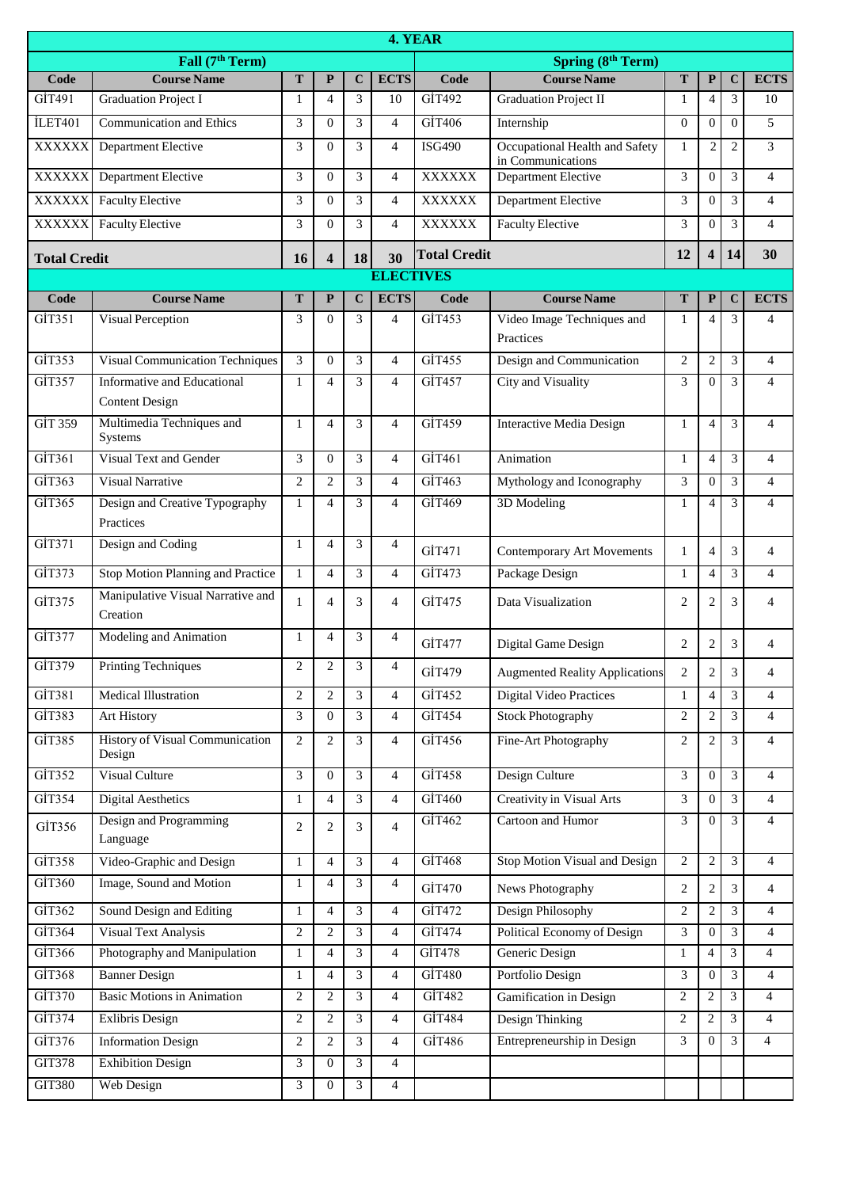| 4. YEAR | | | | | | | | | | | |
|---|---|---|---|---|---|---|---|---|---|---|---|
| Fall (7th Term) | | | | | | Spring (8th Term) | | | | | |
| Code | Course Name | T | P | C | ECTS | Code | Course Name | T | P | C | ECTS |
| GİT491 | Graduation Project I | 1 | 4 | 3 | 10 | GİT492 | Graduation Project II | 1 | 4 | 3 | 10 |
| İLET401 | Communication and Ethics | 3 | 0 | 3 | 4 | GİT406 | Internship | 0 | 0 | 0 | 5 |
| XXXXXX | Department Elective | 3 | 0 | 3 | 4 | ISG490 | Occupational Health and Safety in Communications | 1 | 2 | 2 | 3 |
| XXXXXX | Department Elective | 3 | 0 | 3 | 4 | XXXXXX | Department Elective | 3 | 0 | 3 | 4 |
| XXXXXX | Faculty Elective | 3 | 0 | 3 | 4 | XXXXXX | Department Elective | 3 | 0 | 3 | 4 |
| XXXXXX | Faculty Elective | 3 | 0 | 3 | 4 | XXXXXX | Faculty Elective | 3 | 0 | 3 | 4 |
| **Total Credit** | | **16** | **4** | **18** | **30** | **Total Credit** | | **12** | **4** | **14** | **30** |

| ELECTIVES | | | | | | | | | | | |
|---|---|---|---|---|---|---|---|---|---|---|---|
| Code | Course Name | T | P | C | ECTS | Code | Course Name | T | P | C | ECTS |
| GİT351 | Visual Perception | 3 | 0 | 3 | 4 | GİT453 | Video Image Techniques and Practices | 1 | 4 | 3 | 4 |
| GİT353 | Visual Communication Techniques | 3 | 0 | 3 | 4 | GİT455 | Design and Communication | 2 | 2 | 3 | 4 |
| GİT357 | Informative and Educational Content Design | 1 | 4 | 3 | 4 | GİT457 | City and Visuality | 3 | 0 | 3 | 4 |
| GİT 359 | Multimedia Techniques and Systems | 1 | 4 | 3 | 4 | GİT459 | Interactive Media Design | 1 | 4 | 3 | 4 |
| GİT361 | Visual Text and Gender | 3 | 0 | 3 | 4 | GİT461 | Animation | 1 | 4 | 3 | 4 |
| GİT363 | Visual Narrative | 2 | 2 | 3 | 4 | GİT463 | Mythology and Iconography | 3 | 0 | 3 | 4 |
| GİT365 | Design and Creative Typography Practices | 1 | 4 | 3 | 4 | GİT469 | 3D Modeling | 1 | 4 | 3 | 4 |
| GİT371 | Design and Coding | 1 | 4 | 3 | 4 | GİT471 | Contemporary Art Movements | 1 | 4 | 3 | 4 |
| GİT373 | Stop Motion Planning and Practice | 1 | 4 | 3 | 4 | GİT473 | Package Design | 1 | 4 | 3 | 4 |
| GİT375 | Manipulative Visual Narrative and Creation | 1 | 4 | 3 | 4 | GİT475 | Data Visualization | 2 | 2 | 3 | 4 |
| GİT377 | Modeling and Animation | 1 | 4 | 3 | 4 | GİT477 | Digital Game Design | 2 | 2 | 3 | 4 |
| GİT379 | Printing Techniques | 2 | 2 | 3 | 4 | GİT479 | Augmented Reality Applications | 2 | 2 | 3 | 4 |
| GİT381 | Medical Illustration | 2 | 2 | 3 | 4 | GİT452 | Digital Video Practices | 1 | 4 | 3 | 4 |
| GİT383 | Art History | 3 | 0 | 3 | 4 | GİT454 | Stock Photography | 2 | 2 | 3 | 4 |
| GİT385 | History of Visual Communication Design | 2 | 2 | 3 | 4 | GİT456 | Fine-Art Photography | 2 | 2 | 3 | 4 |
| GİT352 | Visual Culture | 3 | 0 | 3 | 4 | GİT458 | Design Culture | 3 | 0 | 3 | 4 |
| GİT354 | Digital Aesthetics | 1 | 4 | 3 | 4 | GİT460 | Creativity in Visual Arts | 3 | 0 | 3 | 4 |
| GİT356 | Design and Programming Language | 2 | 2 | 3 | 4 | GİT462 | Cartoon and Humor | 3 | 0 | 3 | 4 |
| GİT358 | Video-Graphic and Design | 1 | 4 | 3 | 4 | GİT468 | Stop Motion Visual and Design | 2 | 2 | 3 | 4 |
| GİT360 | Image, Sound and Motion | 1 | 4 | 3 | 4 | GİT470 | News Photography | 2 | 2 | 3 | 4 |
| GİT362 | Sound Design and Editing | 1 | 4 | 3 | 4 | GİT472 | Design Philosophy | 2 | 2 | 3 | 4 |
| GİT364 | Visual Text Analysis | 2 | 2 | 3 | 4 | GİT474 | Political Economy of Design | 3 | 0 | 3 | 4 |
| GİT366 | Photography and Manipulation | 1 | 4 | 3 | 4 | GİT478 | Generic Design | 1 | 4 | 3 | 4 |
| GİT368 | Banner Design | 1 | 4 | 3 | 4 | GİT480 | Portfolio Design | 3 | 0 | 3 | 4 |
| GİT370 | Basic Motions in Animation | 2 | 2 | 3 | 4 | GİT482 | Gamification in Design | 2 | 2 | 3 | 4 |
| GİT374 | Exlibris Design | 2 | 2 | 3 | 4 | GİT484 | Design Thinking | 2 | 2 | 3 | 4 |
| GİT376 | Information Design | 2 | 2 | 3 | 4 | GİT486 | Entrepreneurship in Design | 3 | 0 | 3 | 4 |
| GIT378 | Exhibition Design | 3 | 0 | 3 | 4 | | | | | | |
| GIT380 | Web Design | 3 | 0 | 3 | 4 | | | | | | |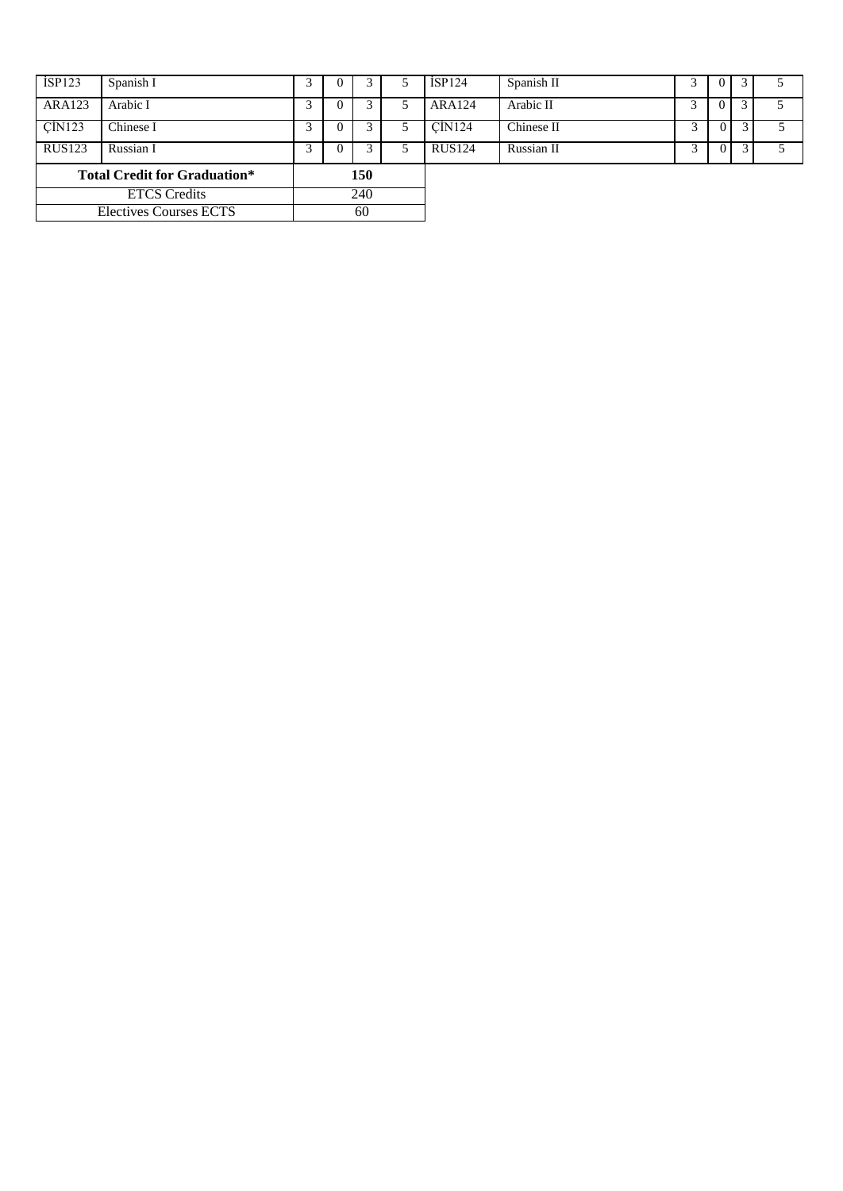| | | | | | | | | | | | |
|---|---|---|---|---|---|---|---|---|---|---|---|
| İSP123 | Spanish I | 3 | 0 | 3 | 5 | İSP124 | Spanish II | 3 | 0 | 3 | 5 |
| ARA123 | Arabic I | 3 | 0 | 3 | 5 | ARA124 | Arabic II | 3 | 0 | 3 | 5 |
| ÇİN123 | Chinese I | 3 | 0 | 3 | 5 | ÇİN124 | Chinese II | 3 | 0 | 3 | 5 |
| RUS123 | Russian I | 3 | 0 | 3 | 5 | RUS124 | Russian II | 3 | 0 | 3 | 5 |
| **Total Credit for Graduation*** | | **150** | | | | | | | | | |
| ETCS Credits | | 240 | | | | | | | | | |
| Electives Courses ECTS | | 60 | | | | | | | | | |